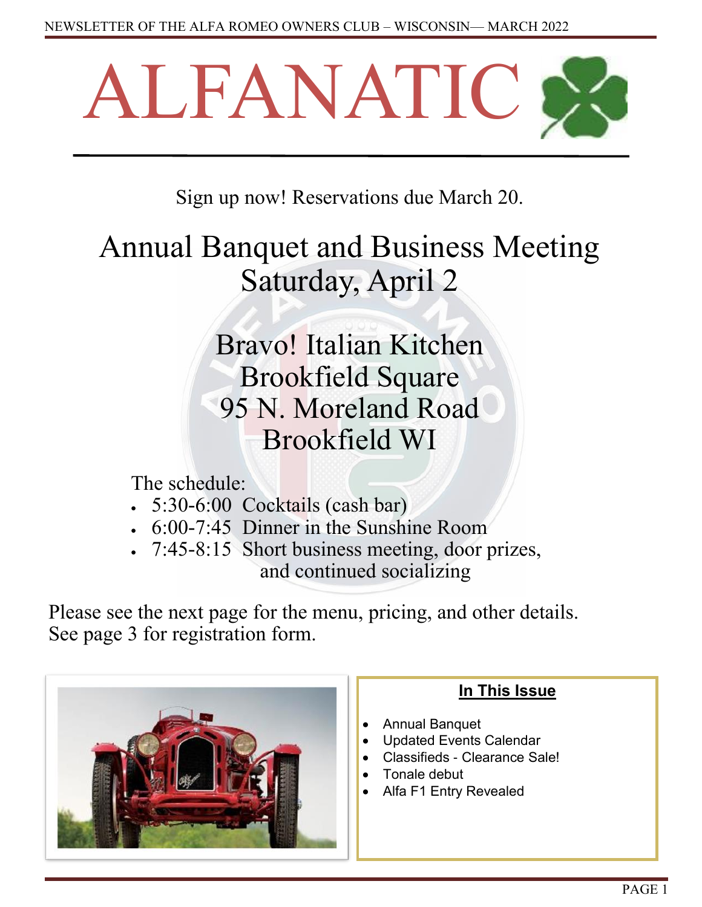# ALFANATIC

Sign up now! Reservations due March 20.

## Annual Banquet and Business Meeting
## Saturday, April 2

### Bravo! Italian Kitchen
### Brookfield Square
### 95 N. Moreland Road
### Brookfield WI

The schedule:

- 5:30-6:00 Cocktails (cash bar)
- 6:00-7:45 Dinner in the Sunshine Room
- 7:45-8:15 Short business meeting, door prizes, and continued socializing

Please see the next page for the menu, pricing, and other details.
See page 3 for registration form.

**In This Issue**

- Annual Banquet
- Updated Events Calendar
- Classifieds - Clearance Sale!
- Tonale debut
- Alfa F1 Entry Revealed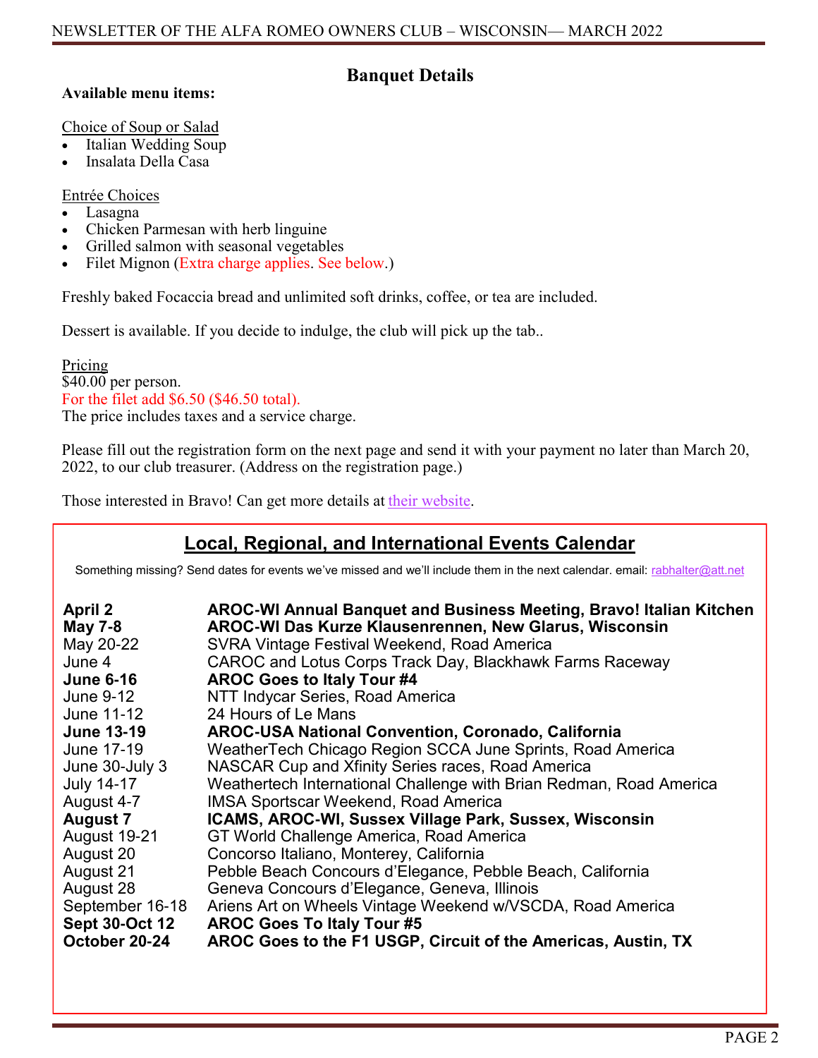## Banquet Details

**Available menu items:**

Choice of Soup or Salad

- Italian Wedding Soup
- Insalata Della Casa

Entrée Choices

- Lasagna
- Chicken Parmesan with herb linguine
- Grilled salmon with seasonal vegetables
- Filet Mignon (Extra charge applies. See below.)

Freshly baked Focaccia bread and unlimited soft drinks, coffee, or tea are included.

Dessert is available. If you decide to indulge, the club will pick up the tab..

Pricing

$40.00 per person.

For the filet add $6.50 ($46.50 total).

The price includes taxes and a service charge.

Please fill out the registration form on the next page and send it with your payment no later than March 20, 2022, to our club treasurer. (Address on the registration page.)

Those interested in Bravo! Can get more details at their website.

## Local, Regional, and International Events Calendar

Something missing? Send dates for events we've missed and we'll include them in the next calendar. email: rabhalter@att.net

| | |
|---|---|
| **April 2** | **AROC-WI Annual Banquet and Business Meeting, Bravo! Italian Kitchen** |
| **May 7-8** | **AROC-WI Das Kurze Klausenrennen, New Glarus, Wisconsin** |
| May 20-22 | SVRA Vintage Festival Weekend, Road America |
| June 4 | CAROC and Lotus Corps Track Day, Blackhawk Farms Raceway |
| **June 6-16** | **AROC Goes to Italy Tour #4** |
| June 9-12 | NTT Indycar Series, Road America |
| June 11-12 | 24 Hours of Le Mans |
| **June 13-19** | **AROC-USA National Convention, Coronado, California** |
| June 17-19 | WeatherTech Chicago Region SCCA June Sprints, Road America |
| June 30-July 3 | NASCAR Cup and Xfinity Series races, Road America |
| July 14-17 | Weathertech International Challenge with Brian Redman, Road America |
| August 4-7 | IMSA Sportscar Weekend, Road America |
| **August 7** | **ICAMS, AROC-WI, Sussex Village Park, Sussex, Wisconsin** |
| August 19-21 | GT World Challenge America, Road America |
| August 20 | Concorso Italiano, Monterey, California |
| August 21 | Pebble Beach Concours d'Elegance, Pebble Beach, California |
| August 28 | Geneva Concours d'Elegance, Geneva, Illinois |
| September 16-18 | Ariens Art on Wheels Vintage Weekend w/VSCDA, Road America |
| **Sept 30-Oct 12** | **AROC Goes To Italy Tour #5** |
| **October 20-24** | **AROC Goes to the F1 USGP, Circuit of the Americas, Austin, TX** |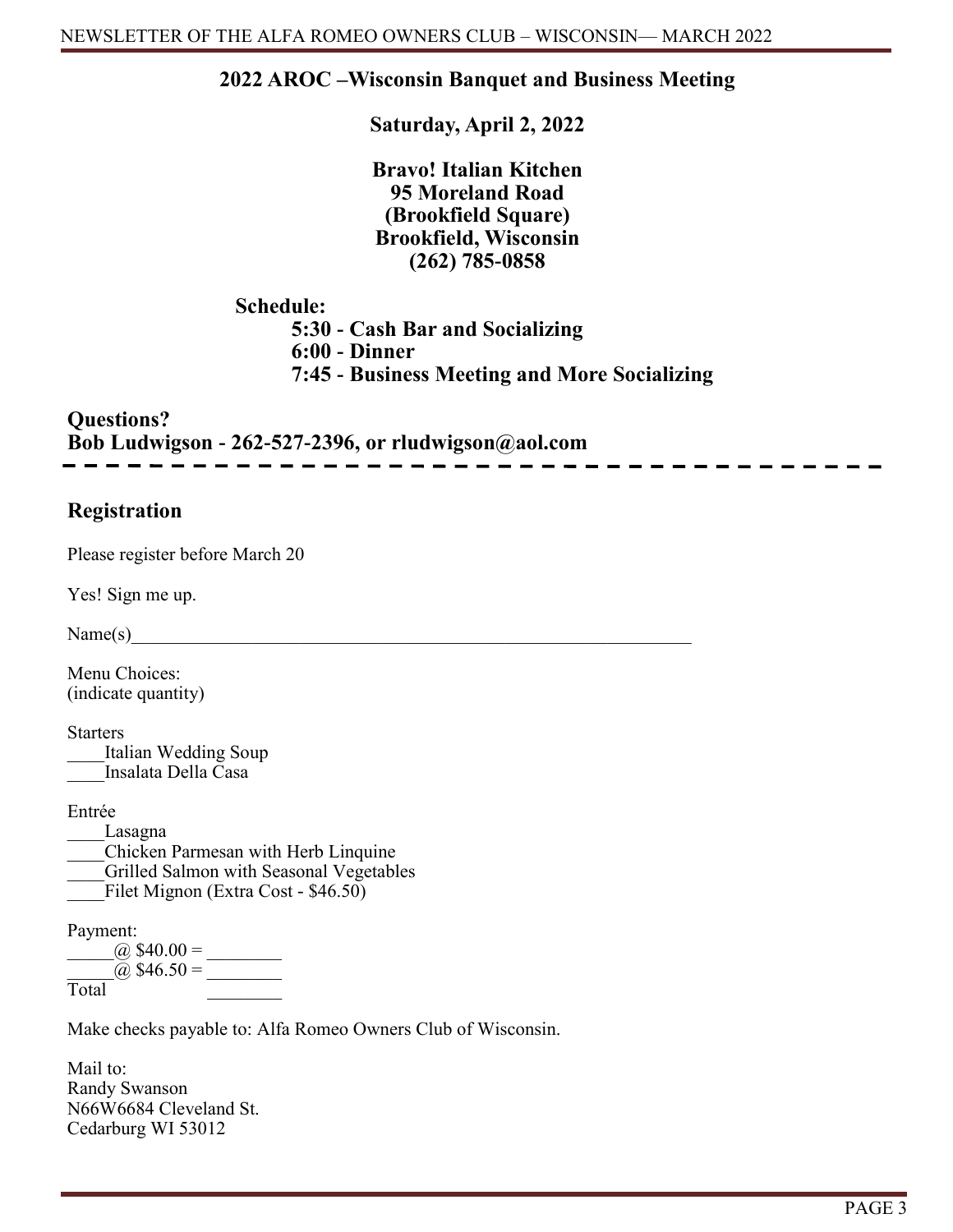## 2022 AROC –Wisconsin Banquet and Business Meeting

**Saturday, April 2, 2022**

**Bravo! Italian Kitchen**
**95 Moreland Road**
**(Brookfield Square)**
**Brookfield, Wisconsin**
**(262) 785-0858**

**Schedule:**

**5:30 - Cash Bar and Socializing**
**6:00 - Dinner**
**7:45 - Business Meeting and More Socializing**

**Questions?**
**Bob Ludwigson - 262-527-2396, or rludwigson@aol.com**

---

## Registration

Please register before March 20

Yes! Sign me up.

Name(s)______________________________________________________________

Menu Choices:
(indicate quantity)

Starters
____Italian Wedding Soup
____Insalata Della Casa

Entrée
____Lasagna
____Chicken Parmesan with Herb Linquine
____Grilled Salmon with Seasonal Vegetables
____Filet Mignon (Extra Cost - $46.50)

Payment:
_____@ $40.00 = ________
_____@ $46.50 = ________
Total ________

Make checks payable to: Alfa Romeo Owners Club of Wisconsin.

Mail to:
Randy Swanson
N66W6684 Cleveland St.
Cedarburg WI 53012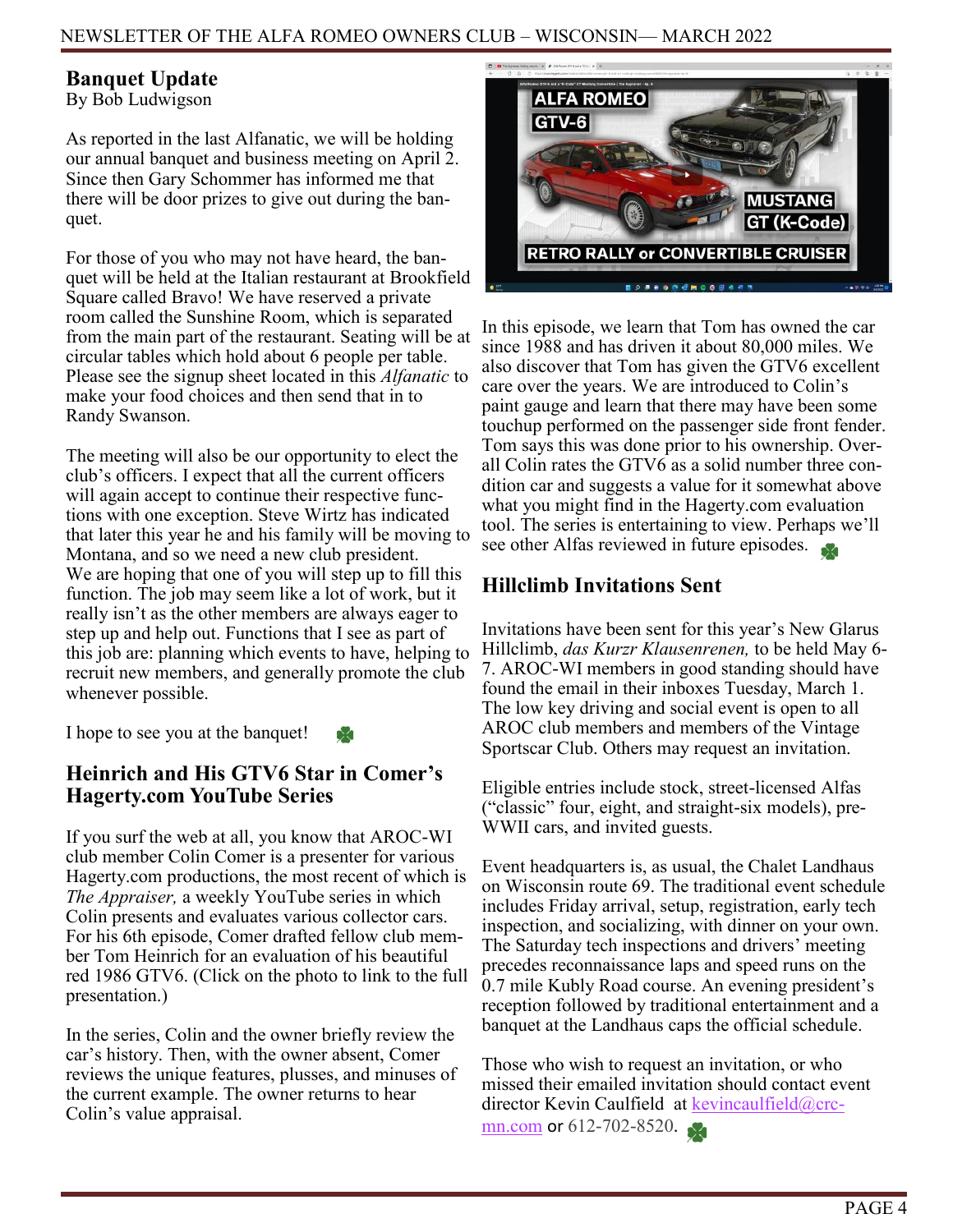## Banquet Update

By Bob Ludwigson

As reported in the last Alfanatic, we will be holding our annual banquet and business meeting on April 2. Since then Gary Schommer has informed me that there will be door prizes to give out during the banquet.

For those of you who may not have heard, the banquet will be held at the Italian restaurant at Brookfield Square called Bravo! We have reserved a private room called the Sunshine Room, which is separated from the main part of the restaurant. Seating will be at circular tables which hold about 6 people per table. Please see the signup sheet located in this *Alfanatic* to make your food choices and then send that in to Randy Swanson.

The meeting will also be our opportunity to elect the club's officers. I expect that all the current officers will again accept to continue their respective functions with one exception. Steve Wirtz has indicated that later this year he and his family will be moving to Montana, and so we need a new club president. We are hoping that one of you will step up to fill this function. The job may seem like a lot of work, but it really isn't as the other members are always eager to step up and help out. Functions that I see as part of this job are: planning which events to have, helping to recruit new members, and generally promote the club whenever possible.

I hope to see you at the banquet!

## Heinrich and His GTV6 Star in Comer's Hagerty.com YouTube Series

If you surf the web at all, you know that AROC-WI club member Colin Comer is a presenter for various Hagerty.com productions, the most recent of which is *The Appraiser,* a weekly YouTube series in which Colin presents and evaluates various collector cars. For his 6th episode, Comer drafted fellow club member Tom Heinrich for an evaluation of his beautiful red 1986 GTV6. (Click on the photo to link to the full presentation.)

In the series, Colin and the owner briefly review the car's history. Then, with the owner absent, Comer reviews the unique features, plusses, and minuses of the current example. The owner returns to hear Colin's value appraisal.

In this episode, we learn that Tom has owned the car since 1988 and has driven it about 80,000 miles. We also discover that Tom has given the GTV6 excellent care over the years. We are introduced to Colin's paint gauge and learn that there may have been some touchup performed on the passenger side front fender. Tom says this was done prior to his ownership. Overall Colin rates the GTV6 as a solid number three condition car and suggests a value for somewhat above what you might find in the Hagerty.com evaluation tool. The series is entertaining to view. Perhaps we'll see other Alfas reviewed in future episodes.

## Hillclimb Invitations Sent

Invitations have been sent for this year's New Glarus Hillclimb, *das Kurzr Klausenrenen,* to be held May 6-7. AROC-WI members in good standing should have found the email in their inboxes Tuesday, March 1. The low key driving and social event is open to all AROC club members and members of the Vintage Sportscar Club. Others may request an invitation.

Eligible entries include stock, street-licensed Alfas ("classic" four, eight, and straight-six models), pre-WWII cars, and invited guests.

Event headquarters is, as usual, the Chalet Landhaus on Wisconsin route 69. The traditional event schedule includes Friday arrival, setup, registration, early tech inspection, and socializing, with dinner on your own. The Saturday tech inspections and drivers' meeting precedes reconnaissance laps and speed runs on the 0.7 mile Kubly Road course. An evening president's reception followed by traditional entertainment and a banquet at the Landhaus caps the official schedule.

Those who wish to request an invitation, or who missed their emailed invitation should contact event director Kevin Caulfield at kevincaulfield@crc-mn.com or 612-702-8520.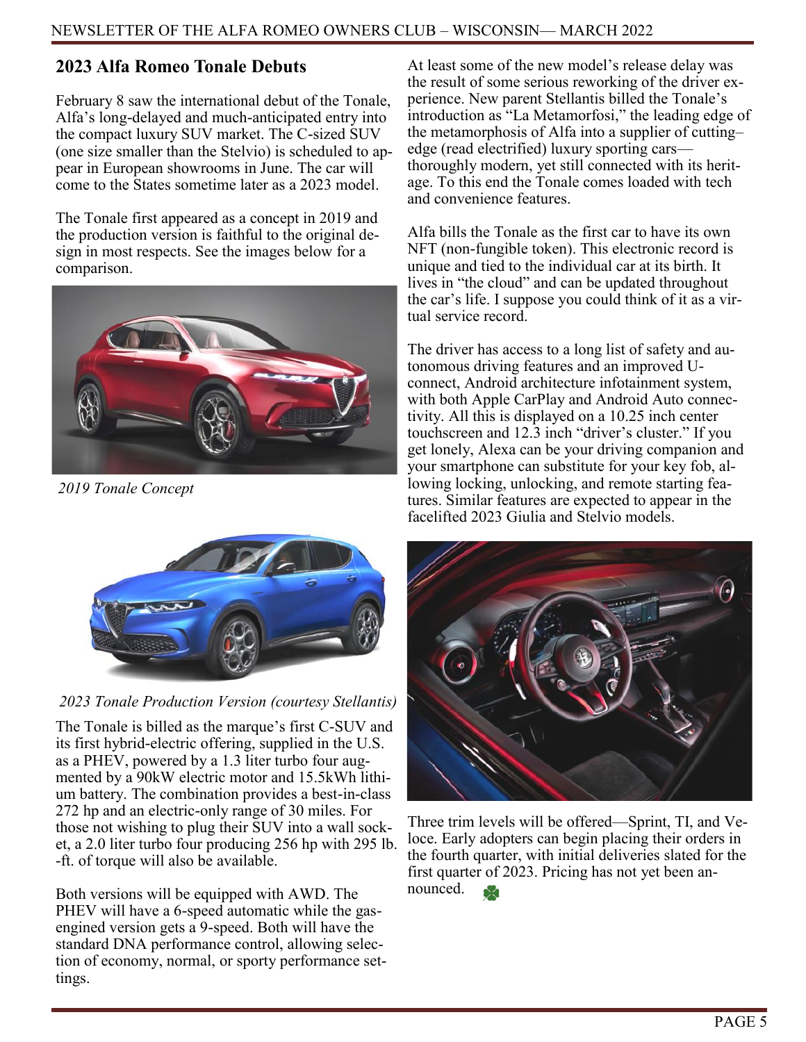## 2023 Alfa Romeo Tonale Debuts

February 8 saw the international debut of the Tonale, Alfa's long-delayed and much-anticipated entry into the compact luxury SUV market. The C-sized SUV (one size smaller than the Stelvio) is scheduled to appear in European showrooms in June. The car will come to the States sometime later as a 2023 model.

The Tonale first appeared as a concept in 2019 and the production version is faithful to the original design in most respects. See the images below for a comparison.

*2019 Tonale Concept*

*2023 Tonale Production Version (courtesy Stellantis)*

The Tonale is billed as the marque's first C-SUV and its first hybrid-electric offering, supplied in the U.S. as a PHEV, powered by a 1.3 liter turbo four augmented by a 90kW electric motor and 15.5kWh lithium battery. The combination provides a best-in-class 272 hp and an electric-only range of 30 miles. For those not wishing to plug their SUV into a wall socket, a 2.0 liter turbo four producing 256 hp with 295 lb.-ft. of torque will also be available.

Both versions will be equipped with AWD. The PHEV will have a 6-speed automatic while the gas-engined version gets a 9-speed. Both will have the standard DNA performance control, allowing selection of economy, normal, or sporty performance settings.

At least some of the new model's release delay was the result of some serious reworking of the driver experience. New parent Stellantis billed the Tonale's introduction as "La Metamorfosi," the leading edge of the metamorphosis of Alfa into a supplier of cutting–edge (read electrified) luxury sporting cars—thoroughly modern, yet still connected with its heritage. To this end the Tonale comes loaded with tech and convenience features.

Alfa bills the Tonale as the first car to have its own NFT (non-fungible token). This electronic record is unique and tied to the individual car at its birth. It lives in "the cloud" and can be updated throughout the car's life. I suppose you could think of it as a virtual service record.

The driver has access to a long list of safety and autonomous driving features and an improved U-connect, Android architecture infotainment system, with both Apple CarPlay and Android Auto connectivity. All this is displayed on a 10.25 inch center touchscreen and 12.3 inch "driver's cluster." If you get lonely, Alexa can be your driving companion and your smartphone can substitute for your key fob, allowing locking, unlocking, and remote starting features. Similar features are expected to appear in the facelifted 2023 Giulia and Stelvio models.

Three trim levels will be offered—Sprint, TI, and Veloce. Early adopters can begin placing their orders in the fourth quarter, with initial deliveries slated for the first quarter of 2023. Pricing has not yet been announced.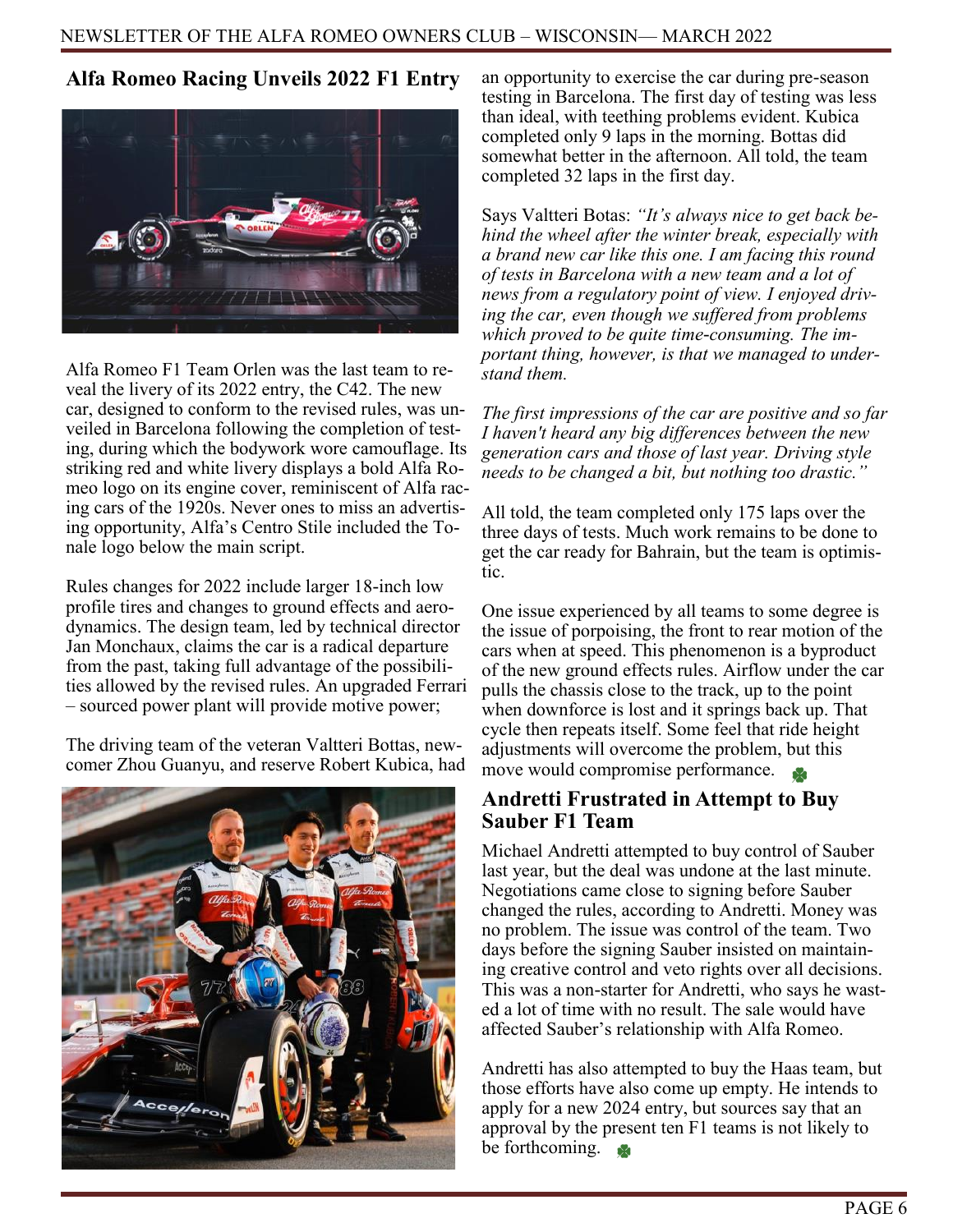## Alfa Romeo Racing Unveils 2022 F1 Entry

Alfa Romeo F1 Team Orlen was the last team to reveal the livery of its 2022 entry, the C42. The new car, designed to conform to the revised rules, was unveiled in Barcelona following the completion of testing, during which the bodywork wore camouflage. Its striking red and white livery displays a bold Alfa Romeo logo on its engine cover, reminiscent of Alfa racing cars of the 1920s. Never ones to miss an advertising opportunity, Alfa's Centro Stile included the Tonale logo below the main script.

Rules changes for 2022 include larger 18-inch low profile tires and changes to ground effects and aerodynamics. The design team, led by technical director Jan Monchaux, claims the car is a radical departure from the past, taking full advantage of the possibilities allowed by the revised rules. An upgraded Ferrari – sourced power plant will provide motive power;

The driving team of the veteran Valtteri Bottas, newcomer Zhou Guanyu, and reserve Robert Kubica, had an opportunity to exercise the car during pre-season testing in Barcelona. The first day of testing was less than ideal, with teething problems evident. Kubica completed only 9 laps in the morning. Bottas did somewhat better in the afternoon. All told, the team completed 32 laps in the first day.

Says Valtteri Botas: *"It's always nice to get back behind the wheel after the winter break, especially with a brand new car like this one. I am facing this round of tests in Barcelona with a new team and a lot of news from a regulatory point of view. I enjoyed driving the car, even though we suffered from problems which proved to be quite time-consuming. The important thing, however, is that we managed to understand them.*

*The first impressions of the car are positive and so far I haven't heard any big differences between the new generation cars and those of last year. Driving style needs to be changed a bit, but nothing too drastic."*

All told, the team completed only 175 laps over the three days of tests. Much work remains to be done to get the car ready for Bahrain, but the team is optimistic.

One issue experienced by all teams to some degree is the issue of porpoising, the front to rear motion of the cars when at speed. This phenomenon is a byproduct of the new ground effects rules. Airflow under the car pulls the chassis close to the track, up to the point when downforce is lost and it springs back up. That cycle then repeats itself. Some feel that ride height adjustments will overcome the problem, but this move would compromise performance.

## Andretti Frustrated in Attempt to Buy Sauber F1 Team

Michael Andretti attempted to buy control of Sauber last year, but the deal was undone at the last minute. Negotiations came close to signing before Sauber changed the rules, according to Andretti. Money was no problem. The issue was control of the team. Two days before the signing Sauber insisted on maintaining creative control and veto rights over all decisions. This was a non-starter for Andretti, who says he wasted a lot of time with no result. The sale would have affected Sauber's relationship with Alfa Romeo.

Andretti has also attempted to buy the Haas team, but those efforts have also come up empty. He intends to apply for a new 2024 entry, but sources say that an approval by the present ten F1 teams is not likely to be forthcoming.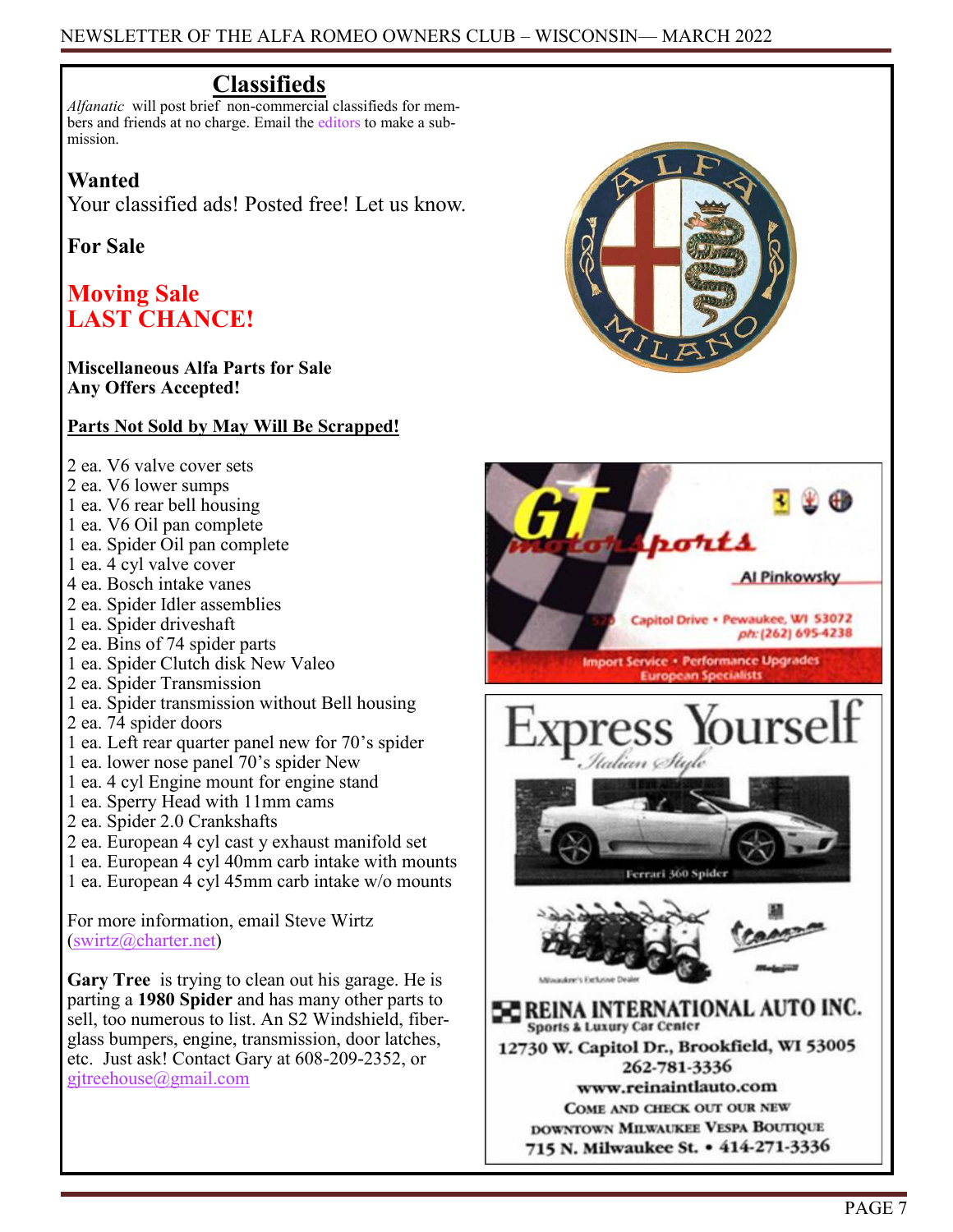## Classifieds

*Alfanatic* will post brief non-commercial classifieds for members and friends at no charge. Email the editors to make a submission.

### Wanted

Your classified ads! Posted free! Let us know.

### For Sale

## Moving Sale
## LAST CHANCE!

**Miscellaneous Alfa Parts for Sale**
**Any Offers Accepted!**

**Parts Not Sold by May Will Be Scrapped!**

- 2 ea. V6 valve cover sets
- 2 ea. V6 lower sumps
- 1 ea. V6 rear bell housing
- 1 ea. V6 Oil pan complete
- 1 ea. Spider Oil pan complete
- 1 ea. 4 cyl valve cover
- 4 ea. Bosch intake vanes
- 2 ea. Spider Idler assemblies
- 1 ea. Spider driveshaft
- 2 ea. Bins of 74 spider parts
- 1 ea. Spider Clutch disk New Valeo
- 2 ea. Spider Transmission
- 1 ea. Spider transmission without Bell housing
- 2 ea. 74 spider doors
- 1 ea. Left rear quarter panel new for 70's spider
- 1 ea. lower nose panel 70's spider New
- 1 ea. 4 cyl Engine mount for engine stand
- 1 ea. Sperry Head with 11mm cams
- 2 ea. Spider 2.0 Crankshafts
- 2 ea. European 4 cyl cast y exhaust manifold set
- 1 ea. European 4 cyl 40mm carb intake with mounts
- 1 ea. European 4 cyl 45mm carb intake w/o mounts

For more information, email Steve Wirtz (swirtz@charter.net)

**Gary Tree** is trying to clean out his garage. He is parting a **1980 Spider** and has many other parts to sell, too numerous to list. An S2 Windshield, fiberglass bumpers, engine, transmission, door latches, etc. Just ask! Contact Gary at 608-209-2352, or gjtreehouse@gmail.com

GT motorsports
Al Pinkowsky
520 Capitol Drive • Pewaukee, WI 53072
ph: (262) 695-4238
Import Service • Performance Upgrades
European Specialists

Express Yourself
*Italian Style*
Ferrari 360 Spider
Milwaukee's Exclusive Dealer
REINA INTERNATIONAL AUTO INC.
Sports & Luxury Car Center
12730 W. Capitol Dr., Brookfield, WI 53005
262-781-3336
www.reinaintlauto.com
COME AND CHECK OUT OUR NEW DOWNTOWN MILWAUKEE VESPA BOUTIQUE
715 N. Milwaukee St. • 414-271-3336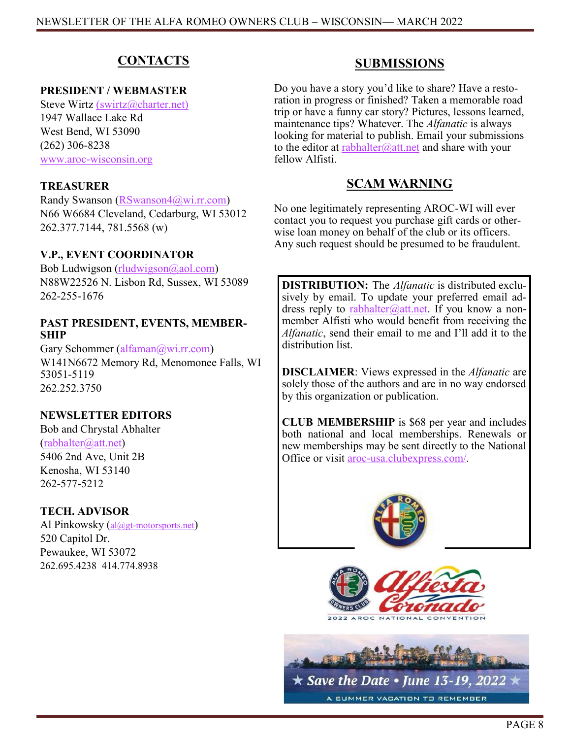## CONTACTS

**PRESIDENT / WEBMASTER**
Steve Wirtz (swirtz@charter.net)
1947 Wallace Lake Rd
West Bend, WI 53090
(262) 306-8238
www.aroc-wisconsin.org

**TREASURER**
Randy Swanson (RSwanson4@wi.rr.com)
N66 W6684 Cleveland, Cedarburg, WI 53012
262.377.7144, 781.5568 (w)

**V.P., EVENT COORDINATOR**
Bob Ludwigson (rludwigson@aol.com)
N88W22526 N. Lisbon Rd, Sussex, WI 53089
262-255-1676

**PAST PRESIDENT, EVENTS, MEMBERSHIP**
Gary Schommer (alfaman@wi.rr.com)
W141N6672 Memory Rd, Menomonee Falls, WI 53051-5119
262.252.3750

**NEWSLETTER EDITORS**
Bob and Chrystal Abhalter
(rabhalter@att.net)
5406 2nd Ave, Unit 2B
Kenosha, WI 53140
262-577-5212

**TECH. ADVISOR**
Al Pinkowsky (al@gt-motorsports.net)
520 Capitol Dr.
Pewaukee, WI 53072
262.695.4238 414.774.8938

## SUBMISSIONS

Do you have a story you'd like to share? Have a restoration in progress or finished? Taken a memorable road trip or have a funny car story? Pictures, lessons learned, maintenance tips? Whatever. The *Alfanatic* is always looking for material to publish. Email your submissions to the editor at rabhalter@att.net and share with your fellow Alfisti.

## SCAM WARNING

No one legitimately representing AROC-WI will ever contact you to request you purchase gift cards or otherwise loan money on behalf of the club or its officers. Any such request should be presumed to be fraudulent.

**DISTRIBUTION:** The *Alfanatic* is distributed exclusively by email. To update your preferred email address reply to rabhalter@att.net. If you know a non-member Alfisti who would benefit from receiving the *Alfanatic*, send their email to me and I'll add it to the distribution list.

**DISCLAIMER**: Views expressed in the *Alfanatic* are solely those of the authors and are in no way endorsed by this organization or publication.

**CLUB MEMBERSHIP** is $68 per year and includes both national and local memberships. Renewals or new memberships may be sent directly to the National Office or visit aroc-usa.clubexpress.com/.

Alfiesta Coronado
2022 AROC NATIONAL CONVENTION

★ Save the Date • June 13-19, 2022 ★
A SUMMER VACATION TO REMEMBER